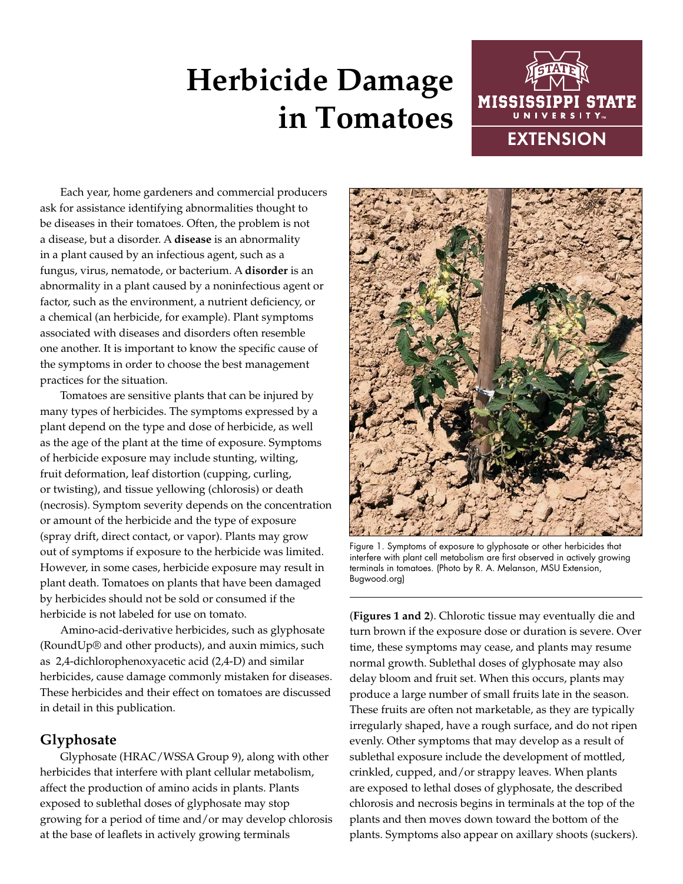# Herbicide Damage in Tomatoes

Each year, home gardeners and commercial producers ask for assistance identifying abnormalities thought to be diseases in their tomatoes. Often, the problem is not a disease, but a disorder. A **disease** is an abnormality in a plant caused by an infectious agent, such as a fungus, virus, nematode, or bacterium. A **disorder** is an abnormality in a plant caused by a noninfectious agent or factor, such as the environment, a nutrient deficiency, or a chemical (an herbicide, for example). Plant symptoms associated with diseases and disorders often resemble one another. It is important to know the specific cause of the symptoms in order to choose the best management practices for the situation.

Tomatoes are sensitive plants that can be injured by many types of herbicides. The symptoms expressed by a plant depend on the type and dose of herbicide, as well as the age of the plant at the time of exposure. Symptoms of herbicide exposure may include stunting, wilting, fruit deformation, leaf distortion (cupping, curling, or twisting), and tissue yellowing (chlorosis) or death (necrosis). Symptom severity depends on the concentration or amount of the herbicide and the type of exposure (spray drift, direct contact, or vapor). Plants may grow out of symptoms if exposure to the herbicide was limited. However, in some cases, herbicide exposure may result in plant death. Tomatoes on plants that have been damaged by herbicides should not be sold or consumed if the herbicide is not labeled for use on tomato.

Amino-acid-derivative herbicides, such as glyphosate (RoundUp® and other products), and auxin mimics, such as 2,4-dichlorophenoxyacetic acid (2,4-D) and similar herbicides, cause damage commonly mistaken for diseases. These herbicides and their effect on tomatoes are discussed in detail in this publication.

## Glyphosate

Glyphosate (HRAC/WSSA Group 9), along with other herbicides that interfere with plant cellular metabolism, affect the production of amino acids in plants. Plants exposed to sublethal doses of glyphosate may stop growing for a period of time and/or may develop chlorosis at the base of leaflets in actively growing terminals (**Figures 1 and 2**). Chlorotic tissue may eventually die and turn brown if the exposure dose or duration is severe. Over time, these symptoms may cease, and plants may resume normal growth. Sublethal doses of glyphosate may also delay bloom and fruit set. When this occurs, plants may produce a large number of small fruits late in the season. These fruits are often not marketable, as they are typically irregularly shaped, have a rough surface, and do not ripen evenly. Other symptoms that may develop as a result of sublethal exposure include the development of mottled, crinkled, cupped, and/or strappy leaves. When plants are exposed to lethal doses of glyphosate, the described chlorosis and necrosis begins in terminals at the top of the plants and then moves down toward the bottom of the plants. Symptoms also appear on axillary shoots (suckers).

Figure 1. Symptoms of exposure to glyphosate or other herbicides that interfere with plant cell metabolism are first observed in actively growing terminals in tomatoes. (Photo by R. A. Melanson, MSU Extension, Bugwood.org)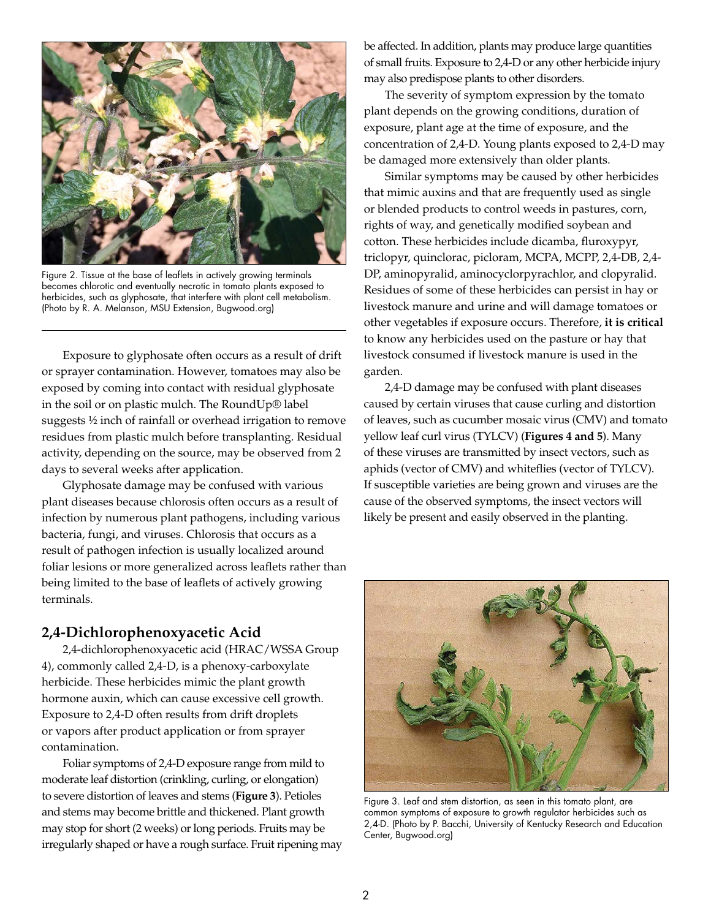Figure 2. Tissue at the base of leaflets in actively growing terminals becomes chlorotic and eventually necrotic in tomato plants exposed to herbicides, such as glyphosate, that interfere with plant cell metabolism. (Photo by R. A. Melanson, MSU Extension, Bugwood.org)

Exposure to glyphosate often occurs as a result of drift or sprayer contamination. However, tomatoes may also be exposed by coming into contact with residual glyphosate in the soil or on plastic mulch. The RoundUp® label suggests ½ inch of rainfall or overhead irrigation to remove residues from plastic mulch before transplanting. Residual activity, depending on the source, may be observed from 2 days to several weeks after application.

Glyphosate damage may be confused with various plant diseases because chlorosis often occurs as a result of infection by numerous plant pathogens, including various bacteria, fungi, and viruses. Chlorosis that occurs as a result of pathogen infection is usually localized around foliar lesions or more generalized across leaflets rather than being limited to the base of leaflets of actively growing terminals.

## 2,4-Dichlorophenoxyacetic Acid

2,4-dichlorophenoxyacetic acid (HRAC/WSSA Group 4), commonly called 2,4-D, is a phenoxy-carboxylate herbicide. These herbicides mimic the plant growth hormone auxin, which can cause excessive cell growth. Exposure to 2,4-D often results from drift droplets or vapors after product application or from sprayer contamination.

Foliar symptoms of 2,4-D exposure range from mild to moderate leaf distortion (crinkling, curling, or elongation) to severe distortion of leaves and stems (**Figure 3**). Petioles and stems may become brittle and thickened. Plant growth may stop for short (2 weeks) or long periods. Fruits may be irregularly shaped or have a rough surface. Fruit ripening may be affected. In addition, plants may produce large quantities of small fruits. Exposure to 2,4-D or any other herbicide injury may also predispose plants to other disorders.

The severity of symptom expression by the tomato plant depends on the growing conditions, duration of exposure, plant age at the time of exposure, and the concentration of 2,4-D. Young plants exposed to 2,4-D may be damaged more extensively than older plants.

Similar symptoms may be caused by other herbicides that mimic auxins and that are frequently used as single or blended products to control weeds in pastures, corn, rights of way, and genetically modified soybean and cotton. These herbicides include dicamba, fluroxypyr, triclopyr, quinclorac, picloram, MCPA, MCPP, 2,4-DB, 2,4-DP, aminopyralid, aminocyclorpyrachlor, and clopyralid. Residues of some of these herbicides can persist in hay or livestock manure and urine and will damage tomatoes or other vegetables if exposure occurs. Therefore, **it is critical** to know any herbicides used on the pasture or hay that livestock consumed if livestock manure is used in the garden.

2,4-D damage may be confused with plant diseases caused by certain viruses that cause curling and distortion of leaves, such as cucumber mosaic virus (CMV) and tomato yellow leaf curl virus (TYLCV) (**Figures 4 and 5**). Many of these viruses are transmitted by insect vectors, such as aphids (vector of CMV) and whiteflies (vector of TYLCV). If susceptible varieties are being grown and viruses are the cause of the observed symptoms, the insect vectors will likely be present and easily observed in the planting.

Figure 3. Leaf and stem distortion, as seen in this tomato plant, are common symptoms of exposure to growth regulator herbicides such as 2,4-D. (Photo by P. Bacchi, University of Kentucky Research and Education Center, Bugwood.org)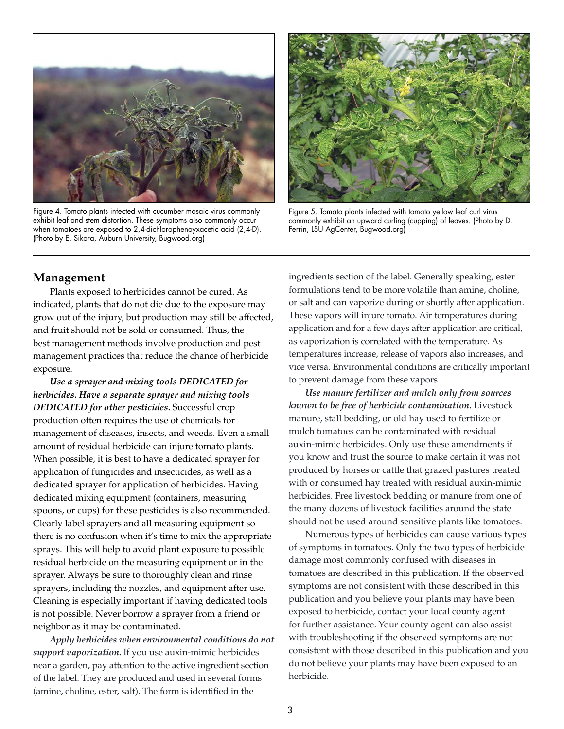Figure 4. Tomato plants infected with cucumber mosaic virus commonly exhibit leaf and stem distortion. These symptoms also commonly occur when tomatoes are exposed to 2,4-dichlorophenoxyacetic acid (2,4-D). (Photo by E. Sikora, Auburn University, Bugwood.org)

Figure 5. Tomato plants infected with tomato yellow leaf curl virus commonly exhibit an upward curling (cupping) of leaves. (Photo by D. Ferrin, LSU AgCenter, Bugwood.org)

## Management

Plants exposed to herbicides cannot be cured. As indicated, plants that do not die due to the exposure may grow out of the injury, but production may still be affected, and fruit should not be sold or consumed. Thus, the best management methods involve production and pest management practices that reduce the chance of herbicide exposure.

***Use a sprayer and mixing tools DEDICATED for herbicides. Have a separate sprayer and mixing tools DEDICATED for other pesticides.*** Successful crop production often requires the use of chemicals for management of diseases, insects, and weeds. Even a small amount of residual herbicide can injure tomato plants. When possible, it is best to have a dedicated sprayer for application of fungicides and insecticides, as well as a dedicated sprayer for application of herbicides. Having dedicated mixing equipment (containers, measuring spoons, or cups) for these pesticides is also recommended. Clearly label sprayers and all measuring equipment so there is no confusion when it's time to mix the appropriate sprays. This will help to avoid plant exposure to possible residual herbicide on the measuring equipment or in the sprayer. Always be sure to thoroughly clean and rinse sprayers, including the nozzles, and equipment after use. Cleaning is especially important if having dedicated tools is not possible. Never borrow a sprayer from a friend or neighbor as it may be contaminated.

***Apply herbicides when environmental conditions do not support vaporization.*** If you use auxin-mimic herbicides near a garden, pay attention to the active ingredient section of the label. They are produced and used in several forms (amine, choline, ester, salt). The form is identified in the ingredients section of the label. Generally speaking, ester formulations tend to be more volatile than amine, choline, or salt and can vaporize during or shortly after application. These vapors will injure tomato. Air temperatures during application and for a few days after application are critical, as vaporization is correlated with the temperature. As temperatures increase, release of vapors also increases, and vice versa. Environmental conditions are critically important to prevent damage from these vapors.

***Use manure fertilizer and mulch only from sources known to be free of herbicide contamination.*** Livestock manure, stall bedding, or old hay used to fertilize or mulch tomatoes can be contaminated with residual auxin-mimic herbicides. Only use these amendments if you know and trust the source to make certain it was not produced by horses or cattle that grazed pastures treated with or consumed hay treated with residual auxin-mimic herbicides. Free livestock bedding or manure from one of the many dozens of livestock facilities around the state should not be used around sensitive plants like tomatoes.

Numerous types of herbicides can cause various types of symptoms in tomatoes. Only the two types of herbicide damage most commonly confused with diseases in tomatoes are described in this publication. If the observed symptoms are not consistent with those described in this publication and you believe your plants may have been exposed to herbicide, contact your local county agent for further assistance. Your county agent can also assist with troubleshooting if the observed symptoms are not consistent with those described in this publication and you do not believe your plants may have been exposed to an herbicide.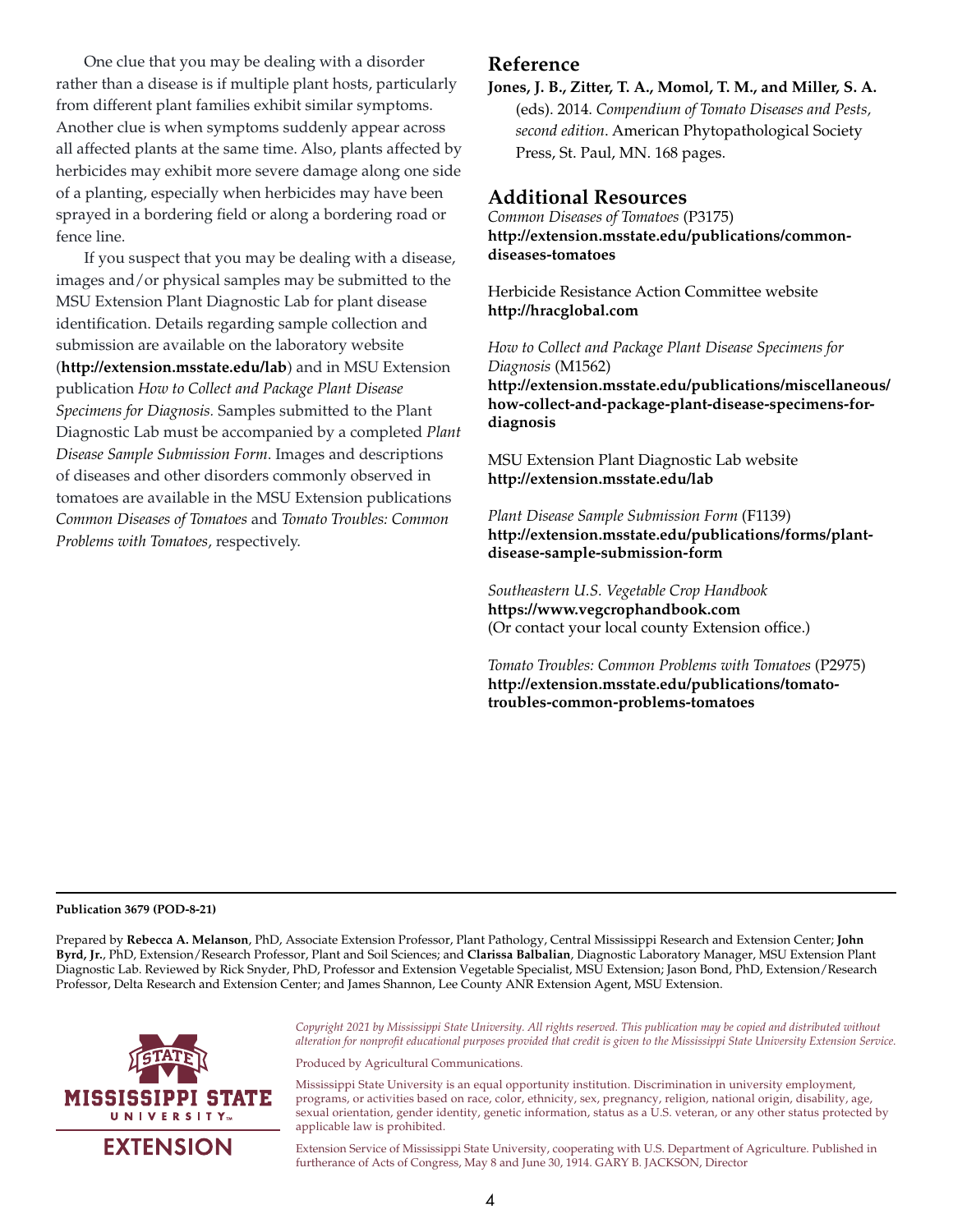One clue that you may be dealing with a disorder rather than a disease is if multiple plant hosts, particularly from different plant families exhibit similar symptoms. Another clue is when symptoms suddenly appear across all affected plants at the same time. Also, plants affected by herbicides may exhibit more severe damage along one side of a planting, especially when herbicides may have been sprayed in a bordering field or along a bordering road or fence line.

If you suspect that you may be dealing with a disease, images and/or physical samples may be submitted to the MSU Extension Plant Diagnostic Lab for plant disease identification. Details regarding sample collection and submission are available on the laboratory website (**http://extension.msstate.edu/lab**) and in MSU Extension publication *How to Collect and Package Plant Disease Specimens for Diagnosis.* Samples submitted to the Plant Diagnostic Lab must be accompanied by a completed *Plant Disease Sample Submission Form*. Images and descriptions of diseases and other disorders commonly observed in tomatoes are available in the MSU Extension publications *Common Diseases of Tomatoes* and *Tomato Troubles: Common Problems with Tomatoes*, respectively.

## Reference

**Jones, J. B., Zitter, T. A., Momol, T. M., and Miller, S. A.** (eds). 2014. *Compendium of Tomato Diseases and Pests, second edition*. American Phytopathological Society Press, St. Paul, MN. 168 pages.

## Additional Resources

*Common Diseases of Tomatoes* (P3175)
**http://extension.msstate.edu/publications/common-diseases-tomatoes**

Herbicide Resistance Action Committee website
**http://hracglobal.com**

*How to Collect and Package Plant Disease Specimens for Diagnosis* (M1562)
**http://extension.msstate.edu/publications/miscellaneous/how-collect-and-package-plant-disease-specimens-for-diagnosis**

MSU Extension Plant Diagnostic Lab website
**http://extension.msstate.edu/lab**

*Plant Disease Sample Submission Form* (F1139)
**http://extension.msstate.edu/publications/forms/plant-disease-sample-submission-form**

*Southeastern U.S. Vegetable Crop Handbook*
**https://www.vegcrophandbook.com**
(Or contact your local county Extension office.)

*Tomato Troubles: Common Problems with Tomatoes* (P2975)
**http://extension.msstate.edu/publications/tomato-troubles-common-problems-tomatoes**

---

**Publication 3679 (POD-8-21)**

Prepared by **Rebecca A. Melanson**, PhD, Associate Extension Professor, Plant Pathology, Central Mississippi Research and Extension Center; **John Byrd, Jr.**, PhD, Extension/Research Professor, Plant and Soil Sciences; and **Clarissa Balbalian**, Diagnostic Laboratory Manager, MSU Extension Plant Diagnostic Lab. Reviewed by Rick Snyder, PhD, Professor and Extension Vegetable Specialist, MSU Extension; Jason Bond, PhD, Extension/Research Professor, Delta Research and Extension Center; and James Shannon, Lee County ANR Extension Agent, MSU Extension.

MISSISSIPPI STATE UNIVERSITY™ EXTENSION

*Copyright 2021 by Mississippi State University. All rights reserved. This publication may be copied and distributed without alteration for nonprofit educational purposes provided that credit is given to the Mississippi State University Extension Service.*

Produced by Agricultural Communications.

Mississippi State University is an equal opportunity institution. Discrimination in university employment, programs, or activities based on race, color, ethnicity, sex, pregnancy, religion, national origin, disability, age, sexual orientation, gender identity, genetic information, status as a U.S. veteran, or any other status protected by applicable law is prohibited.

Extension Service of Mississippi State University, cooperating with U.S. Department of Agriculture. Published in furtherance of Acts of Congress, May 8 and June 30, 1914. GARY B. JACKSON, Director